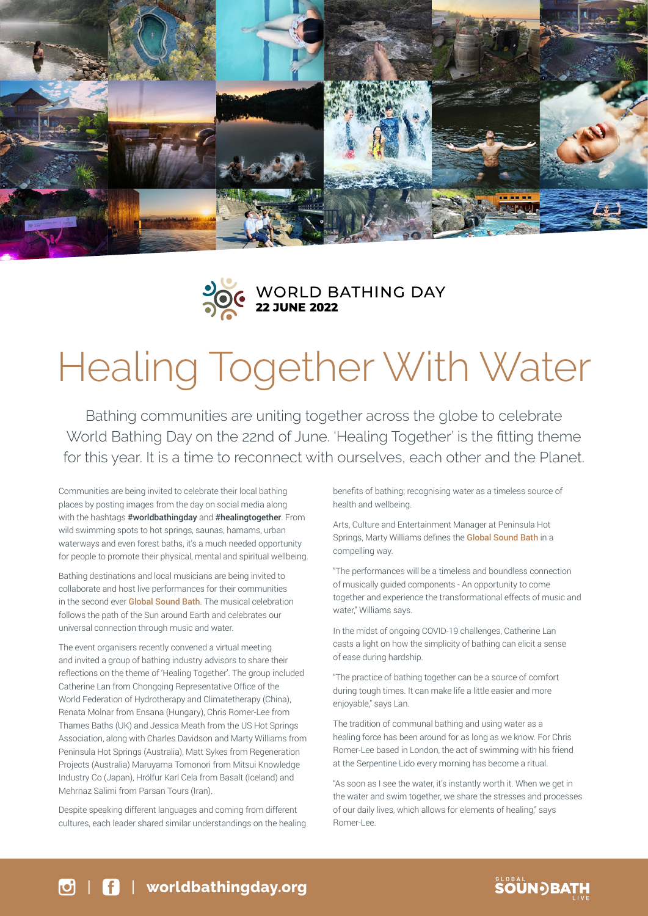WORLD BATHING DAY
**22 JUNE 2022**

# Healing Together With Water

Bathing communities are uniting together across the globe to celebrate World Bathing Day on the 22nd of June. 'Healing Together' is the fitting theme for this year. It is a time to reconnect with ourselves, each other and the Planet.

Communities are being invited to celebrate their local bathing places by posting images from the day on social media along with the hashtags **#worldbathingday** and **#healingtogether**. From wild swimming spots to hot springs, saunas, hamams, urban waterways and even forest baths, it's a much needed opportunity for people to promote their physical, mental and spiritual wellbeing.

Bathing destinations and local musicians are being invited to collaborate and host live performances for their communities in the second ever Global Sound Bath. The musical celebration follows the path of the Sun around Earth and celebrates our universal connection through music and water.

The event organisers recently convened a virtual meeting and invited a group of bathing industry advisors to share their reflections on the theme of 'Healing Together'. The group included Catherine Lan from Chongqing Representative Office of the World Federation of Hydrotherapy and Climatetherapy (China), Renata Molnar from Ensana (Hungary), Chris Romer-Lee from Thames Baths (UK) and Jessica Meath from the US Hot Springs Association, along with Charles Davidson and Marty Williams from Peninsula Hot Springs (Australia), Matt Sykes from Regeneration Projects (Australia) Maruyama Tomonori from Mitsui Knowledge Industry Co (Japan), Hrólfur Karl Cela from Basalt (Iceland) and Mehrnaz Salimi from Parsan Tours (Iran).

Despite speaking different languages and coming from different cultures, each leader shared similar understandings on the healing benefits of bathing; recognising water as a timeless source of health and wellbeing.

Arts, Culture and Entertainment Manager at Peninsula Hot Springs, Marty Williams defines the Global Sound Bath in a compelling way.

"The performances will be a timeless and boundless connection of musically guided components - An opportunity to come together and experience the transformational effects of music and water," Williams says.

In the midst of ongoing COVID-19 challenges, Catherine Lan casts a light on how the simplicity of bathing can elicit a sense of ease during hardship.

"The practice of bathing together can be a source of comfort during tough times. It can make life a little easier and more enjoyable," says Lan.

The tradition of communal bathing and using water as a healing force has been around for as long as we know. For Chris Romer-Lee based in London, the act of swimming with his friend at the Serpentine Lido every morning has become a ritual.

"As soon as I see the water, it's instantly worth it. When we get in the water and swim together, we share the stresses and processes of our daily lives, which allows for elements of healing," says Romer-Lee.

| | **worldbathingday.org**

GLOBAL SOUNDBATH LIVE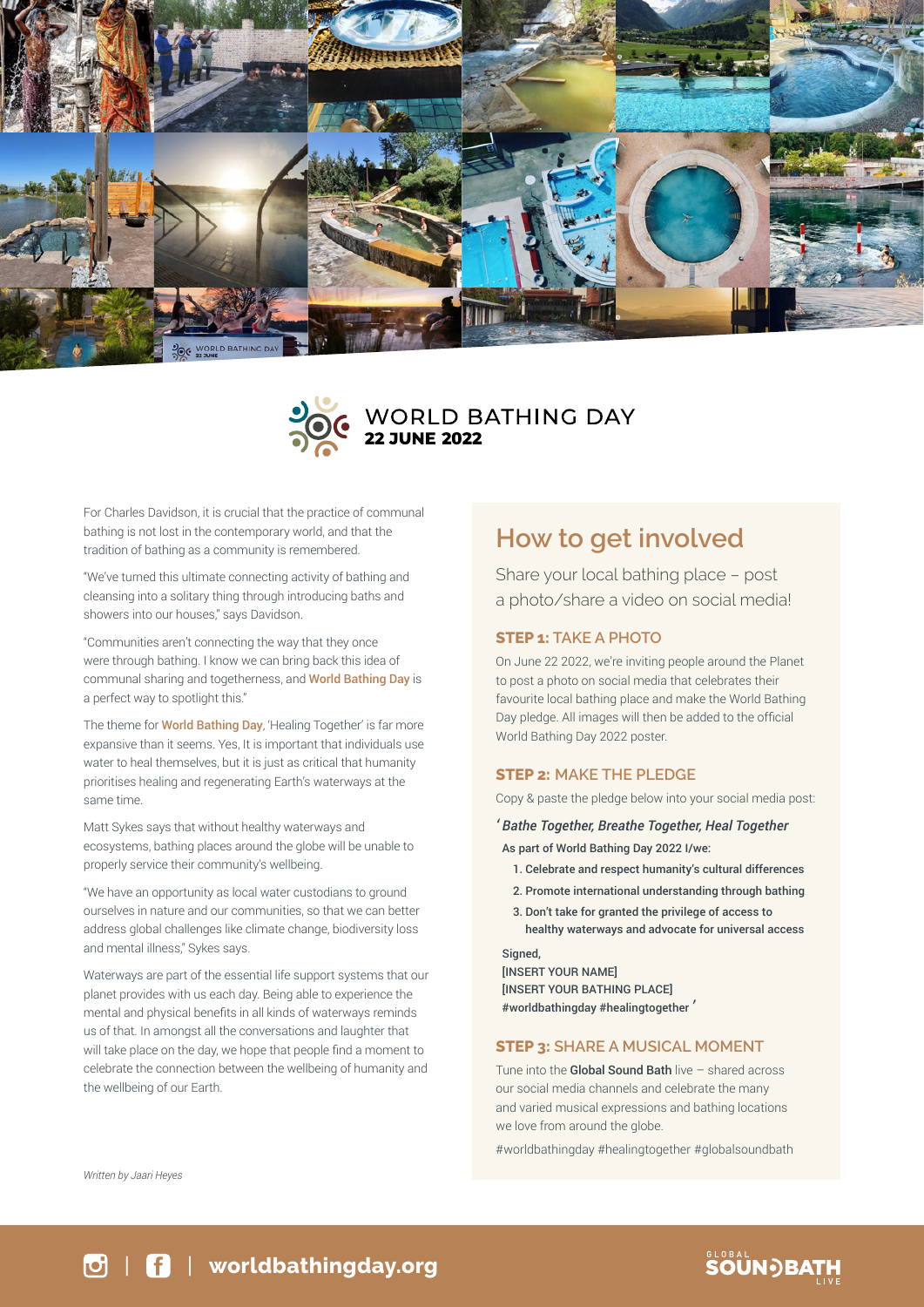# WORLD BATHING DAY
**22 JUNE 2022**

For Charles Davidson, it is crucial that the practice of communal bathing is not lost in the contemporary world, and that the tradition of bathing as a community is remembered.

"We've turned this ultimate connecting activity of bathing and cleansing into a solitary thing through introducing baths and showers into our houses," says Davidson.

"Communities aren't connecting the way that they once were through bathing. I know we can bring back this idea of communal sharing and togetherness, and World Bathing Day is a perfect way to spotlight this."

The theme for World Bathing Day, 'Healing Together' is far more expansive than it seems. Yes, It is important that individuals use water to heal themselves, but it is just as critical that humanity prioritises healing and regenerating Earth's waterways at the same time.

Matt Sykes says that without healthy waterways and ecosystems, bathing places around the globe will be unable to properly service their community's wellbeing.

"We have an opportunity as local water custodians to ground ourselves in nature and our communities, so that we can better address global challenges like climate change, biodiversity loss and mental illness," Sykes says.

Waterways are part of the essential life support systems that our planet provides with us each day. Being able to experience the mental and physical benefits in all kinds of waterways reminds us of that. In amongst all the conversations and laughter that will take place on the day, we hope that people find a moment to celebrate the connection between the wellbeing of humanity and the wellbeing of our Earth.

*Written by Jaari Heyes*

## How to get involved

Share your local bathing place – post a photo/share a video on social media!

### STEP 1: TAKE A PHOTO

On June 22 2022, we're inviting people around the Planet to post a photo on social media that celebrates their favourite local bathing place and make the World Bathing Day pledge. All images will then be added to the official World Bathing Day 2022 poster.

### STEP 2: MAKE THE PLEDGE

Copy & paste the pledge below into your social media post:

'*Bathe Together, Breathe Together, Heal Together*

As part of World Bathing Day 2022 I/we:

1. Celebrate and respect humanity's cultural differences
2. Promote international understanding through bathing
3. Don't take for granted the privilege of access to healthy waterways and advocate for universal access

Signed,
[INSERT YOUR NAME]
[INSERT YOUR BATHING PLACE]
#worldbathingday #healingtogether'

### STEP 3: SHARE A MUSICAL MOMENT

Tune into the **Global Sound Bath** live – shared across our social media channels and celebrate the many and varied musical expressions and bathing locations we love from around the globe.

#worldbathingday #healingtogether #globalsoundbath

worldbathingday.org

GLOBAL SOUNDBATH LIVE